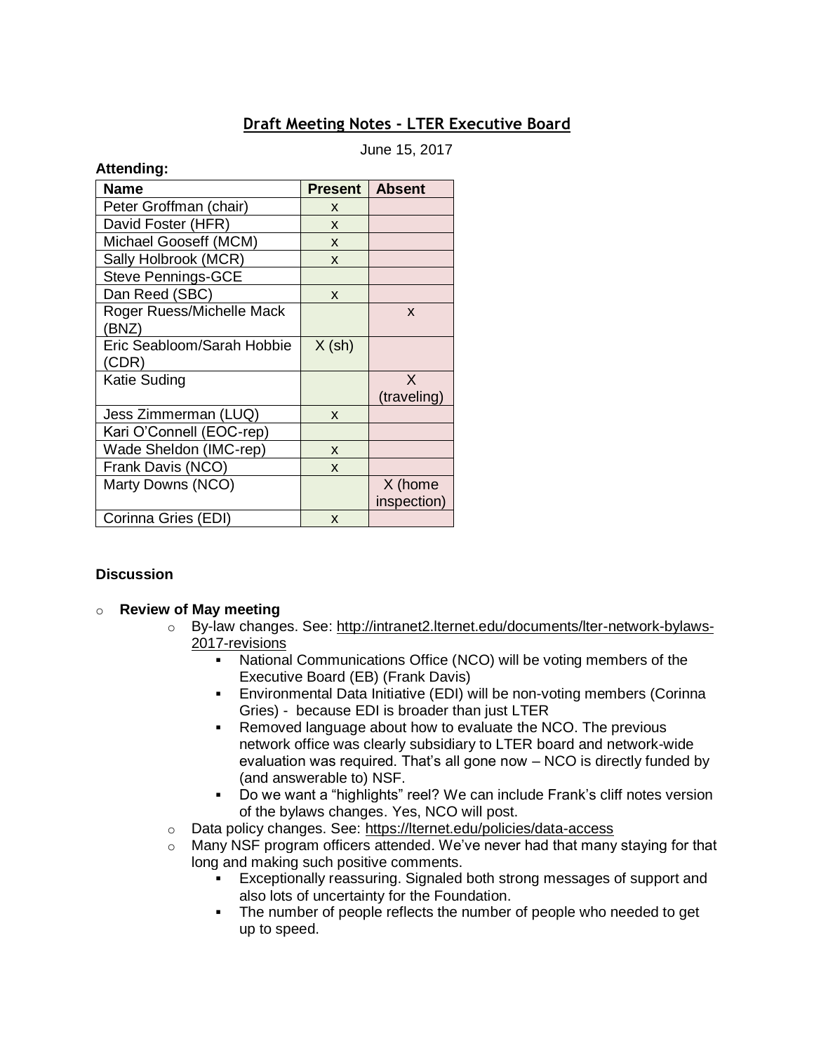## Draft Meeting Notes - LTER Executive Board

June 15, 2017

**Attending:**

| Name | Present | Absent |
|---|---|---|
| Peter Groffman (chair) | x | |
| David Foster (HFR) | x | |
| Michael Gooseff (MCM) | x | |
| Sally Holbrook (MCR) | x | |
| Steve Pennings-GCE | | |
| Dan Reed (SBC) | x | |
| Roger Ruess/Michelle Mack (BNZ) | | x |
| Eric Seabloom/Sarah Hobbie (CDR) | X (sh) | |
| Katie Suding | | X (traveling) |
| Jess Zimmerman (LUQ) | x | |
| Kari O'Connell (EOC-rep) | | |
| Wade Sheldon (IMC-rep) | x | |
| Frank Davis (NCO) | x | |
| Marty Downs (NCO) | | X (home inspection) |
| Corinna Gries (EDI) | x | |

**Discussion**

- **Review of May meeting**
  - By-law changes. See: http://intranet2.lternet.edu/documents/lter-network-bylaws-2017-revisions
    - National Communications Office (NCO) will be voting members of the Executive Board (EB) (Frank Davis)
    - Environmental Data Initiative (EDI) will be non-voting members (Corinna Gries) - because EDI is broader than just LTER
    - Removed language about how to evaluate the NCO. The previous network office was clearly subsidiary to LTER board and network-wide evaluation was required. That's all gone now – NCO is directly funded by (and answerable to) NSF.
    - Do we want a "highlights" reel? We can include Frank's cliff notes version of the bylaws changes. Yes, NCO will post.
  - Data policy changes. See: https://lternet.edu/policies/data-access
  - Many NSF program officers attended. We've never had that many staying for that long and making such positive comments.
    - Exceptionally reassuring. Signaled both strong messages of support and also lots of uncertainty for the Foundation.
    - The number of people reflects the number of people who needed to get up to speed.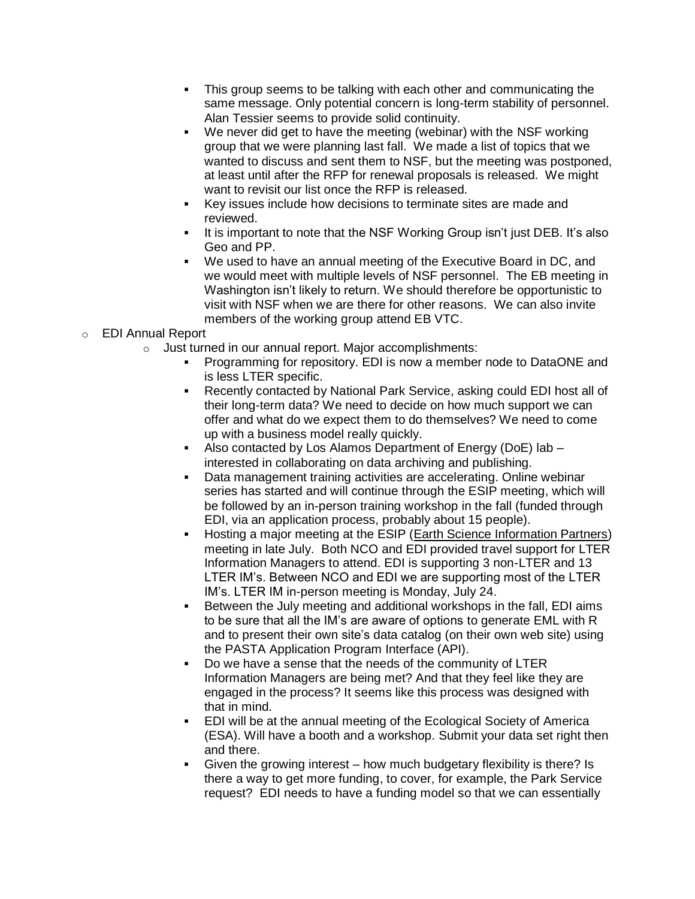- This group seems to be talking with each other and communicating the same message. Only potential concern is long-term stability of personnel. Alan Tessier seems to provide solid continuity.
        - We never did get to have the meeting (webinar) with the NSF working group that we were planning last fall. We made a list of topics that we wanted to discuss and sent them to NSF, but the meeting was postponed, at least until after the RFP for renewal proposals is released. We might want to revisit our list once the RFP is released.
        - Key issues include how decisions to terminate sites are made and reviewed.
        - It is important to note that the NSF Working Group isn't just DEB. It's also Geo and PP.
        - We used to have an annual meeting of the Executive Board in DC, and we would meet with multiple levels of NSF personnel. The EB meeting in Washington isn't likely to return. We should therefore be opportunistic to visit with NSF when we are there for other reasons. We can also invite members of the working group attend EB VTC.
- EDI Annual Report
    - Just turned in our annual report. Major accomplishments:
        - Programming for repository. EDI is now a member node to DataONE and is less LTER specific.
        - Recently contacted by National Park Service, asking could EDI host all of their long-term data? We need to decide on how much support we can offer and what do we expect them to do themselves? We need to come up with a business model really quickly.
        - Also contacted by Los Alamos Department of Energy (DoE) lab – interested in collaborating on data archiving and publishing.
        - Data management training activities are accelerating. Online webinar series has started and will continue through the ESIP meeting, which will be followed by an in-person training workshop in the fall (funded through EDI, via an application process, probably about 15 people).
        - Hosting a major meeting at the ESIP (Earth Science Information Partners) meeting in late July. Both NCO and EDI provided travel support for LTER Information Managers to attend. EDI is supporting 3 non-LTER and 13 LTER IM's. Between NCO and EDI we are supporting most of the LTER IM's. LTER IM in-person meeting is Monday, July 24.
        - Between the July meeting and additional workshops in the fall, EDI aims to be sure that all the IM's are aware of options to generate EML with R and to present their own site's data catalog (on their own web site) using the PASTA Application Program Interface (API).
        - Do we have a sense that the needs of the community of LTER Information Managers are being met? And that they feel like they are engaged in the process? It seems like this process was designed with that in mind.
        - EDI will be at the annual meeting of the Ecological Society of America (ESA). Will have a booth and a workshop. Submit your data set right then and there.
        - Given the growing interest – how much budgetary flexibility is there? Is there a way to get more funding, to cover, for example, the Park Service request? EDI needs to have a funding model so that we can essentially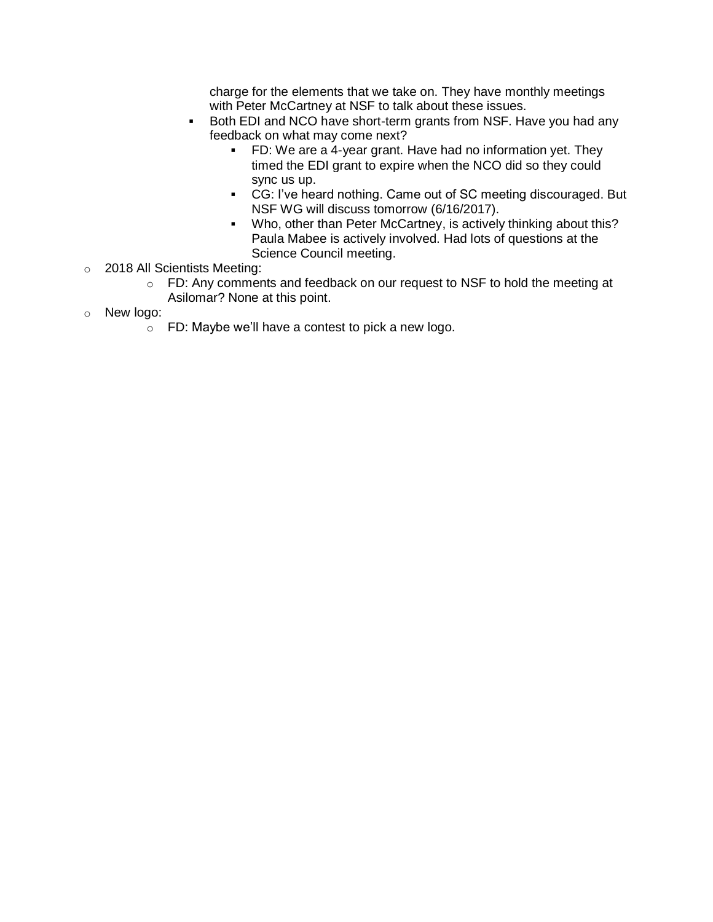charge for the elements that we take on. They have monthly meetings with Peter McCartney at NSF to talk about these issues.

        - Both EDI and NCO have short-term grants from NSF. Have you had any feedback on what may come next?
            - FD: We are a 4-year grant. Have had no information yet. They timed the EDI grant to expire when the NCO did so they could sync us up.
            - CG: I've heard nothing. Came out of SC meeting discouraged. But NSF WG will discuss tomorrow (6/16/2017).
            - Who, other than Peter McCartney, is actively thinking about this? Paula Mabee is actively involved. Had lots of questions at the Science Council meeting.

- 2018 All Scientists Meeting:
    - FD: Any comments and feedback on our request to NSF to hold the meeting at Asilomar? None at this point.
- New logo:
    - FD: Maybe we'll have a contest to pick a new logo.